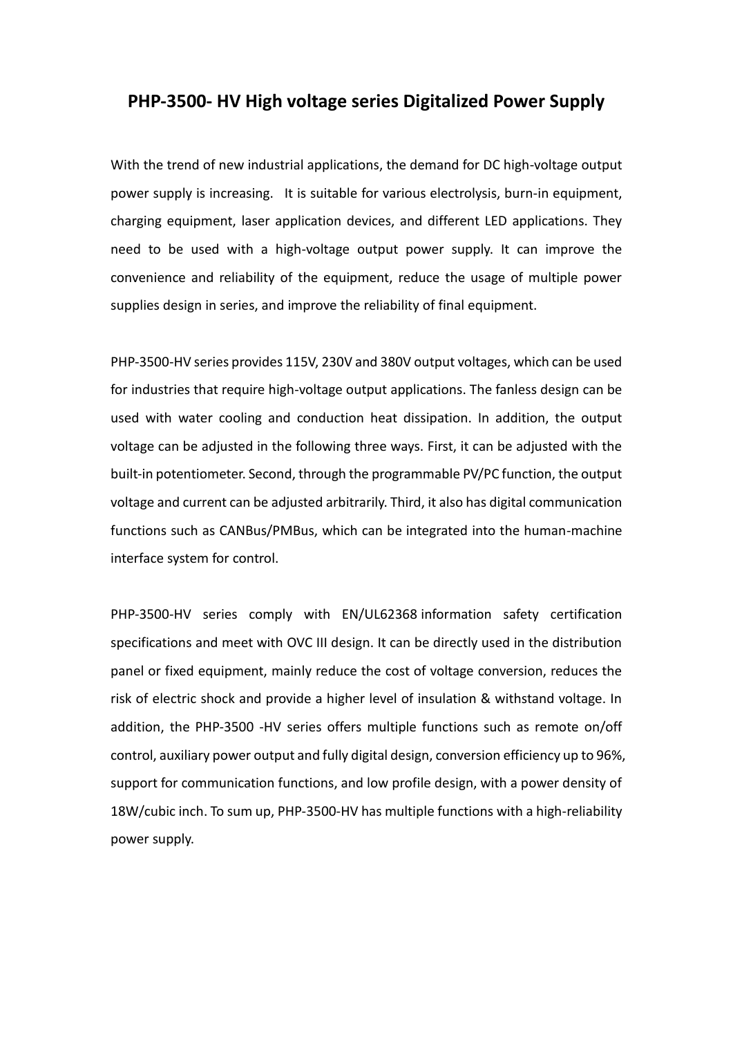# PHP-3500- HV High voltage series Digitalized Power Supply

With the trend of new industrial applications, the demand for DC high-voltage output power supply is increasing. It is suitable for various electrolysis, burn-in equipment, charging equipment, laser application devices, and different LED applications. They need to be used with a high-voltage output power supply. It can improve the convenience and reliability of the equipment, reduce the usage of multiple power supplies design in series, and improve the reliability of final equipment.

PHP-3500-HV series provides 115V, 230V and 380V output voltages, which can be used for industries that require high-voltage output applications. The fanless design can be used with water cooling and conduction heat dissipation. In addition, the output voltage can be adjusted in the following three ways. First, it can be adjusted with the built-in potentiometer. Second, through the programmable PV/PC function, the output voltage and current can be adjusted arbitrarily. Third, it also has digital communication functions such as CANBus/PMBus, which can be integrated into the human-machine interface system for control.

PHP-3500-HV series comply with EN/UL62368 information safety certification specifications and meet with OVC III design. It can be directly used in the distribution panel or fixed equipment, mainly reduce the cost of voltage conversion, reduces the risk of electric shock and provide a higher level of insulation & withstand voltage. In addition, the PHP-3500 -HV series offers multiple functions such as remote on/off control, auxiliary power output and fully digital design, conversion efficiency up to 96%, support for communication functions, and low profile design, with a power density of 18W/cubic inch. To sum up, PHP-3500-HV has multiple functions with a high-reliability power supply.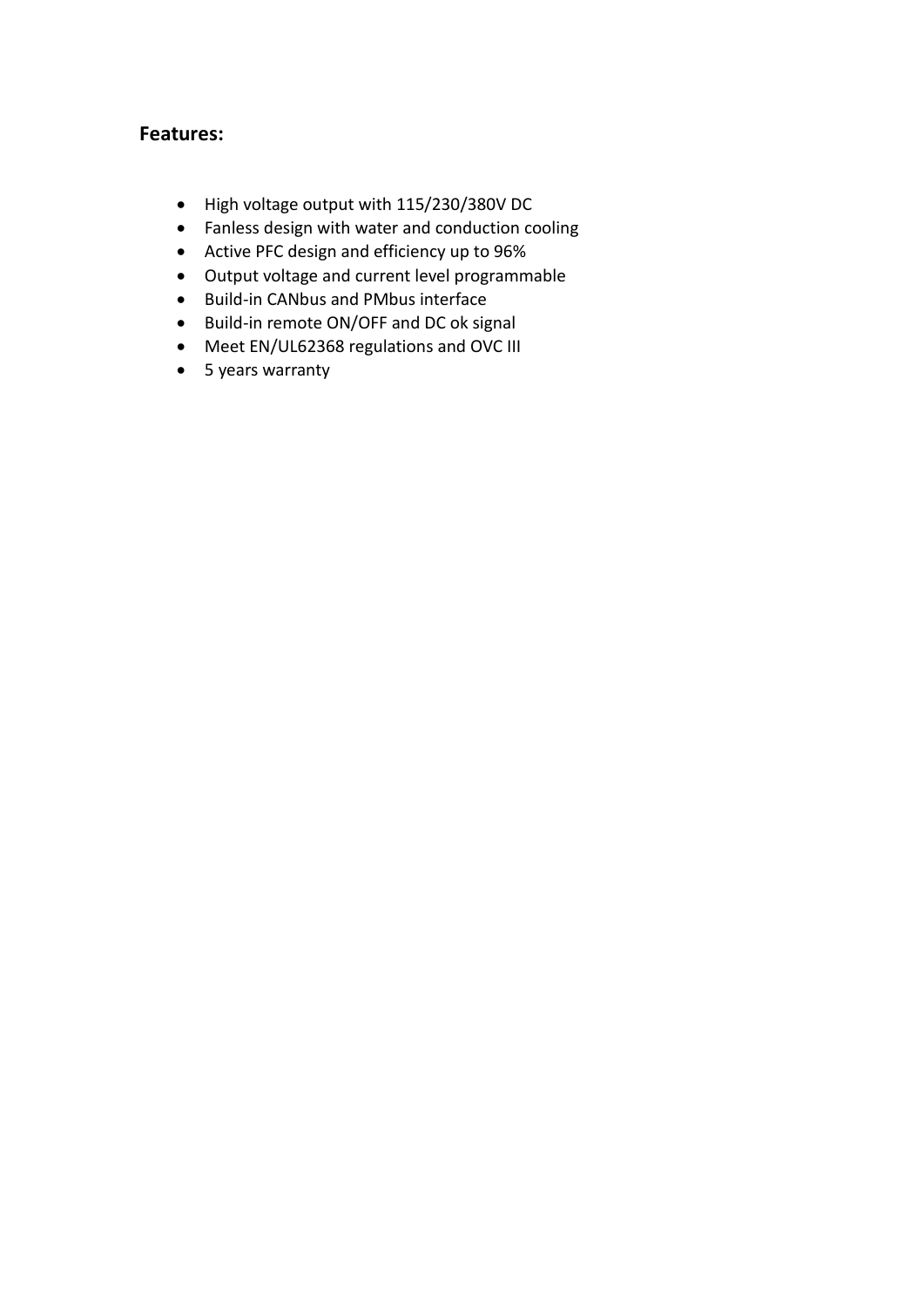## Features:

- High voltage output with 115/230/380V DC
- Fanless design with water and conduction cooling
- Active PFC design and efficiency up to 96%
- Output voltage and current level programmable
- Build-in CANbus and PMbus interface
- Build-in remote ON/OFF and DC ok signal
- Meet EN/UL62368 regulations and OVC III
- 5 years warranty